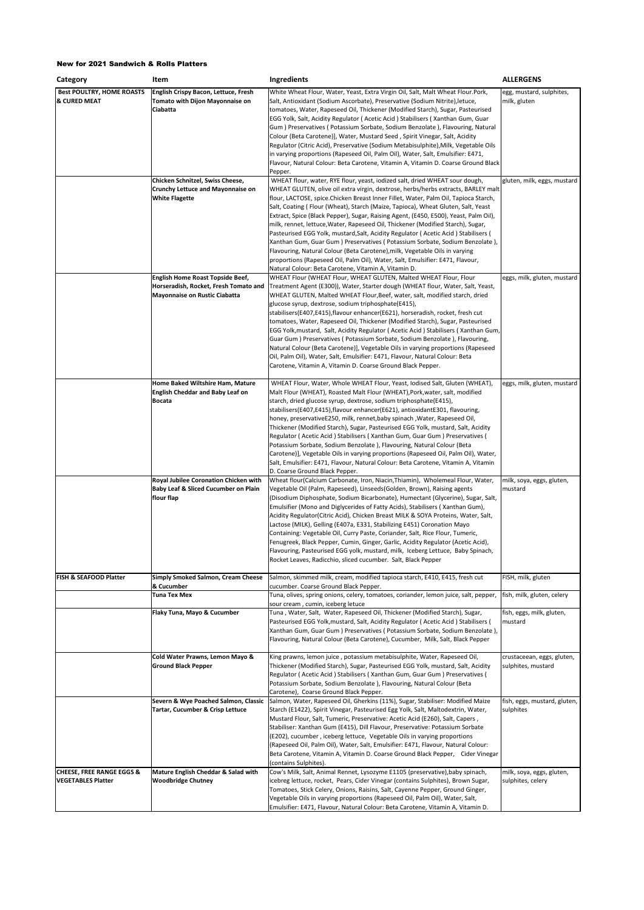# New for 2021 Sandwich & Rolls Platters

| Category | Item | Ingredients | ALLERGENS |
|---|---|---|---|
| **Best POULTRY, HOME ROASTS & CURED MEAT** | **English Crispy Bacon, Lettuce, Fresh Tomato with Dijon Mayonnaise on Ciabatta** | White Wheat Flour, Water, Yeast, Extra Virgin Oil, Salt, Malt Wheat Flour.Pork, Salt, Antioxidant (Sodium Ascorbate), Preservative (Sodium Nitrite),letuce, tomatoes, Water, Rapeseed Oil, Thickener (Modified Starch), Sugar, Pasteurised EGG Yolk, Salt, Acidity Regulator ( Acetic Acid ) Stabilisers ( Xanthan Gum, Guar Gum ) Preservatives ( Potassium Sorbate, Sodium Benzolate ), Flavouring, Natural Colour (Beta Carotene)], Water, Mustard Seed , Spirit Vinegar, Salt, Acidity Regulator (Citric Acid), Preservative (Sodium Metabisulphite),Milk, Vegetable Oils in varying proportions (Rapeseed Oil, Palm Oil), Water, Salt, Emulsifier: E471, Flavour, Natural Colour: Beta Carotene, Vitamin A, Vitamin D. Coarse Ground Black Pepper. | egg, mustard, sulphites, milk, gluten |
| | **Chicken Schnitzel, Swiss Cheese, Crunchy Lettuce and Mayonnaise on White Flagette** | WHEAT flour, water, RYE flour, yeast, iodized salt, dried WHEAT sour dough, WHEAT GLUTEN, olive oil extra virgin, dextrose, herbs/herbs extracts, BARLEY malt flour, LACTOSE, spice.Chicken Breast Inner Fillet, Water, Palm Oil, Tapioca Starch, Salt, Coating ( Flour (Wheat), Starch (Maize, Tapioca), Wheat Gluten, Salt, Yeast Extract, Spice (Black Pepper), Sugar, Raising Agent, (E450, E500), Yeast, Palm Oil), milk, rennet, lettuce,Water, Rapeseed Oil, Thickener (Modified Starch), Sugar, Pasteurised EGG Yolk, mustard,Salt, Acidity Regulator ( Acetic Acid ) Stabilisers ( Xanthan Gum, Guar Gum ) Preservatives ( Potassium Sorbate, Sodium Benzolate ), Flavouring, Natural Colour (Beta Carotene),milk, Vegetable Oils in varying proportions (Rapeseed Oil, Palm Oil), Water, Salt, Emulsifier: E471, Flavour, Natural Colour: Beta Carotene, Vitamin A, Vitamin D. | gluten, milk, eggs, mustard |
| | **English Home Roast Topside Beef, Horseradish, Rocket, Fresh Tomato and Mayonnaise on Rustic Ciabatta** | WHEAT Flour (WHEAT Flour, WHEAT GLUTEN, Malted WHEAT Flour, Flour Treatment Agent (E300)), Water, Starter dough (WHEAT flour, Water, Salt, Yeast, WHEAT GLUTEN, Malted WHEAT Flour,Beef, water, salt, modified starch, dried glucose syrup, dextrose, sodium triphosphate(E415), stabilisers(E407,E415),flavour enhancer(E621), horseradish, rocket, fresh cut tomatoes, Water, Rapeseed Oil, Thickener (Modified Starch), Sugar, Pasteurised EGG Yolk,mustard, Salt, Acidity Regulator ( Acetic Acid ) Stabilisers ( Xanthan Gum, Guar Gum ) Preservatives ( Potassium Sorbate, Sodium Benzolate ), Flavouring, Natural Colour (Beta Carotene)], Vegetable Oils in varying proportions (Rapeseed Oil, Palm Oil), Water, Salt, Emulsifier: E471, Flavour, Natural Colour: Beta Carotene, Vitamin A, Vitamin D. Coarse Ground Black Pepper. | eggs, milk, gluten, mustard |
| | **Home Baked Wiltshire Ham, Mature English Cheddar and Baby Leaf on Bocata** | WHEAT Flour, Water, Whole WHEAT Flour, Yeast, Iodised Salt, Gluten (WHEAT), Malt Flour (WHEAT), Roasted Malt Flour (WHEAT),Pork,water, salt, modified starch, dried glucose syrup, dextrose, sodium triphosphate(E415), stabilisers(E407,E415),flavour enhancer(E621), antioxidantE301, flavouring, honey, preservativeE250, milk, rennet,baby spinach ,Water, Rapeseed Oil, Thickener (Modified Starch), Sugar, Pasteurised EGG Yolk, mustard, Salt, Acidity Regulator ( Acetic Acid ) Stabilisers ( Xanthan Gum, Guar Gum ) Preservatives ( Potassium Sorbate, Sodium Benzolate ), Flavouring, Natural Colour (Beta Carotene)], Vegetable Oils in varying proportions (Rapeseed Oil, Palm Oil), Water, Salt, Emulsifier: E471, Flavour, Natural Colour: Beta Carotene, Vitamin A, Vitamin D. Coarse Ground Black Pepper. | eggs, milk, gluten, mustard |
| | **Royal Jubilee Coronation Chicken with Baby Leaf & Sliced Cucumber on Plain flour flap** | Wheat flour(Calcium Carbonate, Iron, Niacin,Thiamin), Wholemeal Flour, Water, Vegetable Oil (Palm, Rapeseed), Linseeds(Golden, Brown), Raising agents (Disodium Diphosphate, Sodium Bicarbonate), Humectant (Glycerine), Sugar, Salt, Emulsifier (Mono and Diglycerides of Fatty Acids), Stabilisers ( Xanthan Gum), Acidity Regulator(Citric Acid), Chicken Breast MILK & SOYA Proteins, Water, Salt, Lactose (MILK), Gelling (E407a, E331, Stabilizing E451) Coronation Mayo Containing: Vegetable Oil, Curry Paste, Coriander, Salt, Rice Flour, Tumeric, Fenugreek, Black Pepper, Cumin, Ginger, Garlic, Acidity Regulator (Acetic Acid), Flavouring, Pasteurised EGG yolk, mustard, milk, Iceberg Lettuce, Baby Spinach, Rocket Leaves, Radicchio, sliced cucumber. Salt, Black Pepper | milk, soya, eggs, gluten, mustard |
| **FISH & SEAFOOD Platter** | **Simply Smoked Salmon, Cream Cheese & Cucumber** | Salmon, skimmed milk, cream, modified tapioca starch, E410, E415, fresh cut cucumber. Coarse Ground Black Pepper. | FISH, milk, gluten |
| | **Tuna Tex Mex** | Tuna, olives, spring onions, celery, tomatoes, coriander, lemon juice, salt, pepper, sour cream , cumin, iceberg letuce | fish, milk, gluten, celery |
| | **Flaky Tuna, Mayo & Cucumber** | Tuna , Water, Salt, Water, Rapeseed Oil, Thickener (Modified Starch), Sugar, Pasteurised EGG Yolk,mustard, Salt, Acidity Regulator ( Acetic Acid ) Stabilisers ( Xanthan Gum, Guar Gum ) Preservatives ( Potassium Sorbate, Sodium Benzolate ), Flavouring, Natural Colour (Beta Carotene), Cucumber, Milk, Salt, Black Pepper | fish, eggs, milk, gluten, mustard |
| | **Cold Water Prawns, Lemon Mayo & Ground Black Pepper** | King prawns, lemon juice , potassium metabisulphite, Water, Rapeseed Oil, Thickener (Modified Starch), Sugar, Pasteurised EGG Yolk, mustard, Salt, Acidity Regulator ( Acetic Acid ) Stabilisers ( Xanthan Gum, Guar Gum ) Preservatives ( Potassium Sorbate, Sodium Benzolate ), Flavouring, Natural Colour (Beta Carotene), Coarse Ground Black Pepper. | crustaceean, eggs, gluten, sulphites, mustard |
| | **Severn & Wye Poached Salmon, Classic Tartar, Cucumber & Crisp Lettuce** | Salmon, Water, Rapeseed Oil, Gherkins (11%), Sugar, Stabiliser: Modified Maize Starch (E1422), Spirit Vinegar, Pasteurised Egg Yolk, Salt, Maltodextrin, Water, Mustard Flour, Salt, Tumeric, Preservative: Acetic Acid (E260), Salt, Capers , Stabiliser: Xanthan Gum (E415), Dill Flavour, Preservative: Potassium Sorbate (E202), cucumber , iceberg lettuce, Vegetable Oils in varying proportions (Rapeseed Oil, Palm Oil), Water, Salt, Emulsifier: E471, Flavour, Natural Colour: Beta Carotene, Vitamin A, Vitamin D. Coarse Ground Black Pepper, Cider Vinegar (contains Sulphites). | fish, eggs, mustard, gluten, sulphites |
| **CHEESE, FREE RANGE EGGS & VEGETABLES Platter** | **Mature English Cheddar & Salad with Woodbridge Chutney** | Cow's Milk, Salt, Animal Rennet, Lysozyme E1105 (preservative),baby spinach, icebreg lettuce, rocket, Pears, Cider Vinegar (contains Sulphites), Brown Sugar, Tomatoes, Stick Celery, Onions, Raisins, Salt, Cayenne Pepper, Ground Ginger, Vegetable Oils in varying proportions (Rapeseed Oil, Palm Oil), Water, Salt, Emulsifier: E471, Flavour, Natural Colour: Beta Carotene, Vitamin A, Vitamin D. | milk, soya, eggs, gluten, sulphites, celery |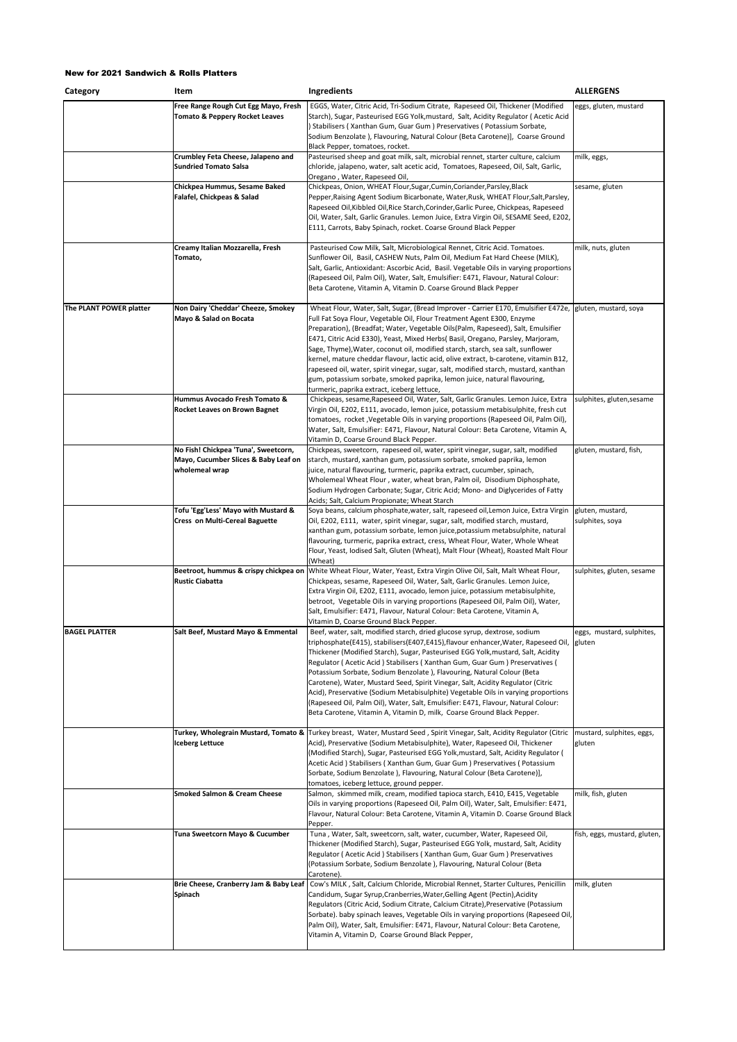# New for 2021 Sandwich & Rolls Platters

| Category | Item | Ingredients | ALLERGENS |
| --- | --- | --- | --- |
| | **Free Range Rough Cut Egg Mayo, Fresh Tomato & Peppery Rocket Leaves** | EGGS, Water, Citric Acid, Tri-Sodium Citrate, Rapeseed Oil, Thickener (Modified Starch), Sugar, Pasteurised EGG Yolk,mustard, Salt, Acidity Regulator ( Acetic Acid ) Stabilisers ( Xanthan Gum, Guar Gum ) Preservatives ( Potassium Sorbate, Sodium Benzolate ), Flavouring, Natural Colour (Beta Carotene)], Coarse Ground Black Pepper, tomatoes, rocket. | eggs, gluten, mustard |
| | **Crumbley Feta Cheese, Jalapeno and Sundried Tomato Salsa** | Pasteurised sheep and goat milk, salt, microbial rennet, starter culture, calcium chloride, jalapeno, water, salt acetic acid, Tomatoes, Rapeseed, Oil, Salt, Garlic, Oregano , Water, Rapeseed Oil, | milk, eggs, |
| | **Chickpea Hummus, Sesame Baked Falafel, Chickpeas & Salad** | Chickpeas, Onion, WHEAT Flour,Sugar,Cumin,Coriander,Parsley,Black Pepper,Raising Agent Sodium Bicarbonate, Water,Rusk, WHEAT Flour,Salt,Parsley, Rapeseed Oil,Kibbled Oil,Rice Starch,Corinder,Garlic Puree, Chickpeas, Rapeseed Oil, Water, Salt, Garlic Granules. Lemon Juice, Extra Virgin Oil, SESAME Seed, E202, E111, Carrots, Baby Spinach, rocket. Coarse Ground Black Pepper | sesame, gluten |
| | **Creamy Italian Mozzarella, Fresh Tomato,** | Pasteurised Cow Milk, Salt, Microbiological Rennet, Citric Acid. Tomatoes. Sunflower Oil, Basil, CASHEW Nuts, Palm Oil, Medium Fat Hard Cheese (MILK), Salt, Garlic, Antioxidant: Ascorbic Acid, Basil. Vegetable Oils in varying proportions (Rapeseed Oil, Palm Oil), Water, Salt, Emulsifier: E471, Flavour, Natural Colour: Beta Carotene, Vitamin A, Vitamin D. Coarse Ground Black Pepper | milk, nuts, gluten |
| **The PLANT POWER platter** | **Non Dairy 'Cheddar' Cheeze, Smokey Mayo & Salad on Bocata** | Wheat Flour, Water, Salt, Sugar, (Bread Improver - Carrier E170, Emulsifier E472e, Full Fat Soya Flour, Vegetable Oil, Flour Treatment Agent E300, Enzyme Preparation), (Breadfat; Water, Vegetable Oils(Palm, Rapeseed), Salt, Emulsifier E471, Citric Acid E330), Yeast, Mixed Herbs( Basil, Oregano, Parsley, Marjoram, Sage, Thyme),Water, coconut oil, modified starch, starch, sea salt, sunflower kernel, mature cheddar flavour, lactic acid, olive extract, b-carotene, vitamin B12, rapeseed oil, water, spirit vinegar, sugar, salt, modified starch, mustard, xanthan gum, potassium sorbate, smoked paprika, lemon juice, natural flavouring, turmeric, paprika extract, iceberg lettuce, | gluten, mustard, soya |
| | **Hummus Avocado Fresh Tomato & Rocket Leaves on Brown Bagnet** | Chickpeas, sesame,Rapeseed Oil, Water, Salt, Garlic Granules. Lemon Juice, Extra Virgin Oil, E202, E111, avocado, lemon juice, potassium metabisulphite, fresh cut tomatoes, rocket ,Vegetable Oils in varying proportions (Rapeseed Oil, Palm Oil), Water, Salt, Emulsifier: E471, Flavour, Natural Colour: Beta Carotene, Vitamin A, Vitamin D, Coarse Ground Black Pepper. | sulphites, gluten,sesame |
| | **No Fish! Chickpea 'Tuna', Sweetcorn, Mayo, Cucumber Slices & Baby Leaf on wholemeal wrap** | Chickpeas, sweetcorn, rapeseed oil, water, spirit vinegar, sugar, salt, modified starch, mustard, xanthan gum, potassium sorbate, smoked paprika, lemon juice, natural flavouring, turmeric, paprika extract, cucumber, spinach, Wholemeal Wheat Flour , water, wheat bran, Palm oil, Disodium Diphosphate, Sodium Hydrogen Carbonate; Sugar, Citric Acid; Mono- and Diglycerides of Fatty Acids; Salt, Calcium Propionate; Wheat Starch | gluten, mustard, fish, |
| | **Tofu 'Egg'Less' Mayo with Mustard & Cress on Multi-Cereal Baguette** | Soya beans, calcium phosphate,water, salt, rapeseed oil,Lemon Juice, Extra Virgin Oil, E202, E111, water, spirit vinegar, sugar, salt, modified starch, mustard, xanthan gum, potassium sorbate, lemon juice,potassium metabsulphite, natural flavouring, turmeric, paprika extract, cress, Wheat Flour, Water, Whole Wheat Flour, Yeast, Iodised Salt, Gluten (Wheat), Malt Flour (Wheat), Roasted Malt Flour (Wheat) | gluten, mustard, sulphites, soya |
| | **Beetroot, hummus & crispy chickpea on Rustic Ciabatta** | White Wheat Flour, Water, Yeast, Extra Virgin Olive Oil, Salt, Malt Wheat Flour, Chickpeas, sesame, Rapeseed Oil, Water, Salt, Garlic Granules. Lemon Juice, Extra Virgin Oil, E202, E111, avocado, lemon juice, potassium metabisulphite, betroot, Vegetable Oils in varying proportions (Rapeseed Oil, Palm Oil), Water, Salt, Emulsifier: E471, Flavour, Natural Colour: Beta Carotene, Vitamin A, Vitamin D, Coarse Ground Black Pepper. | sulphites, gluten, sesame |
| **BAGEL PLATTER** | **Salt Beef, Mustard Mayo & Emmental** | Beef, water, salt, modified starch, dried glucose syrup, dextrose, sodium triphosphate(E415), stabilisers(E407,E415),flavour enhancer,Water, Rapeseed Oil, Thickener (Modified Starch), Sugar, Pasteurised EGG Yolk,mustard, Salt, Acidity Regulator ( Acetic Acid ) Stabilisers ( Xanthan Gum, Guar Gum ) Preservatives ( Potassium Sorbate, Sodium Benzolate ), Flavouring, Natural Colour (Beta Carotene), Water, Mustard Seed, Spirit Vinegar, Salt, Acidity Regulator (Citric Acid), Preservative (Sodium Metabisulphite) Vegetable Oils in varying proportions (Rapeseed Oil, Palm Oil), Water, Salt, Emulsifier: E471, Flavour, Natural Colour: Beta Carotene, Vitamin A, Vitamin D, milk, Coarse Ground Black Pepper. | eggs, mustard, sulphites, gluten |
| | **Turkey, Wholegrain Mustard, Tomato & Iceberg Lettuce** | Turkey breast, Water, Mustard Seed , Spirit Vinegar, Salt, Acidity Regulator (Citric Acid), Preservative (Sodium Metabisulphite), Water, Rapeseed Oil, Thickener (Modified Starch), Sugar, Pasteurised EGG Yolk,mustard, Salt, Acidity Regulator ( Acetic Acid ) Stabilisers ( Xanthan Gum, Guar Gum ) Preservatives ( Potassium Sorbate, Sodium Benzolate ), Flavouring, Natural Colour (Beta Carotene)], tomatoes, iceberg lettuce, ground pepper. | mustard, sulphites, eggs, gluten |
| | **Smoked Salmon & Cream Cheese** | Salmon, skimmed milk, cream, modified tapioca starch, E410, E415, Vegetable Oils in varying proportions (Rapeseed Oil, Palm Oil), Water, Salt, Emulsifier: E471, Flavour, Natural Colour: Beta Carotene, Vitamin A, Vitamin D. Coarse Ground Black Pepper. | milk, fish, gluten |
| | **Tuna Sweetcorn Mayo & Cucumber** | Tuna , Water, Salt, sweetcorn, salt, water, cucumber, Water, Rapeseed Oil, Thickener (Modified Starch), Sugar, Pasteurised EGG Yolk, mustard, Salt, Acidity Regulator ( Acetic Acid ) Stabilisers ( Xanthan Gum, Guar Gum ) Preservatives (Potassium Sorbate, Sodium Benzolate ), Flavouring, Natural Colour (Beta Carotene). | fish, eggs, mustard, gluten, |
| | **Brie Cheese, Cranberry Jam & Baby Leaf Spinach** | Cow's MILK , Salt, Calcium Chloride, Microbial Rennet, Starter Cultures, Penicillin Candidum, Sugar Syrup,Cranberries,Water,Gelling Agent (Pectin),Acidity Regulators (Citric Acid, Sodium Citrate, Calcium Citrate),Preservative (Potassium Sorbate). baby spinach leaves, Vegetable Oils in varying proportions (Rapeseed Oil, Palm Oil), Water, Salt, Emulsifier: E471, Flavour, Natural Colour: Beta Carotene, Vitamin A, Vitamin D, Coarse Ground Black Pepper, | milk, gluten |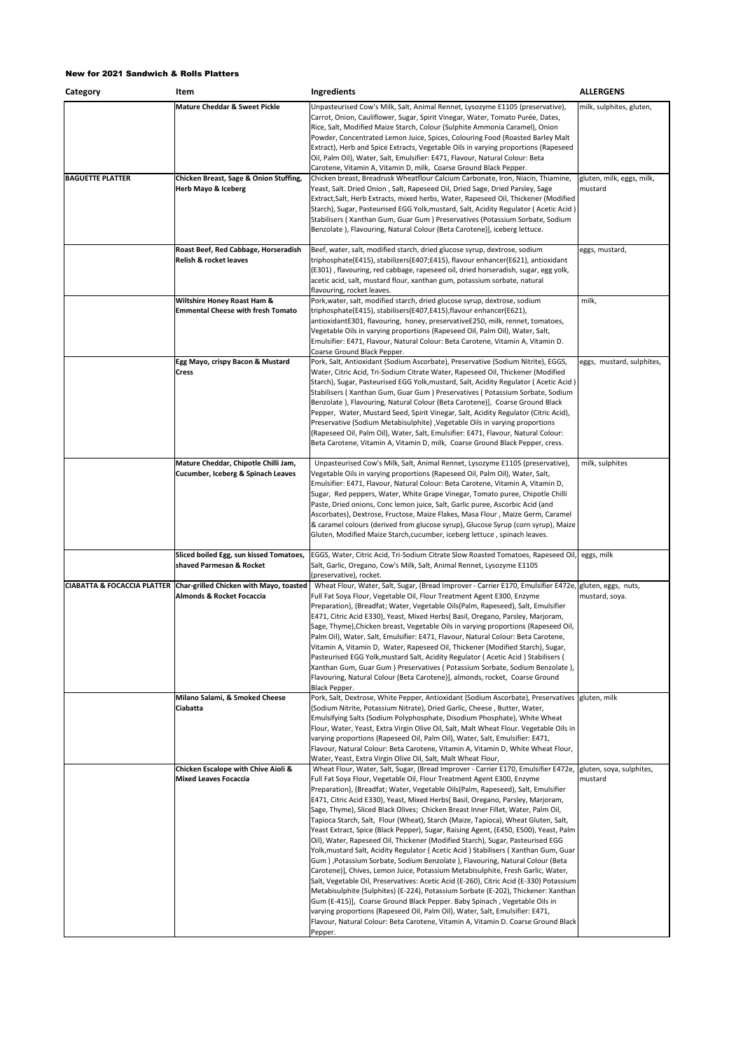**New for 2021 Sandwich & Rolls Platters**

| Category | Item | Ingredients | ALLERGENS |
|---|---|---|---|
| | **Mature Cheddar & Sweet Pickle** | Unpasteurised Cow's Milk, Salt, Animal Rennet, Lysozyme E1105 (preservative), Carrot, Onion, Cauliflower, Sugar, Spirit Vinegar, Water, Tomato Purée, Dates, Rice, Salt, Modified Maize Starch, Colour (Sulphite Ammonia Caramel), Onion Powder, Concentrated Lemon Juice, Spices, Colouring Food (Roasted Barley Malt Extract), Herb and Spice Extracts, Vegetable Oils in varying proportions (Rapeseed Oil, Palm Oil), Water, Salt, Emulsifier: E471, Flavour, Natural Colour: Beta Carotene, Vitamin A, Vitamin D, milk, Coarse Ground Black Pepper. | milk, sulphites, gluten, |
| **BAGUETTE PLATTER** | **Chicken Breast, Sage & Onion Stuffing, Herb Mayo & Iceberg** | Chicken breast, Breadrusk Wheatflour Calcium Carbonate, Iron, Niacin, Thiamine, Yeast, Salt. Dried Onion , Salt, Rapeseed Oil, Dried Sage, Dried Parsley, Sage Extract,Salt, Herb Extracts, mixed herbs, Water, Rapeseed Oil, Thickener (Modified Starch), Sugar, Pasteurised EGG Yolk,mustard, Salt, Acidity Regulator ( Acetic Acid ) Stabilisers ( Xanthan Gum, Guar Gum ) Preservatives (Potassium Sorbate, Sodium Benzoate ), Flavouring, Natural Colour (Beta Carotene)], iceberg lettuce. | gluten, milk, eggs, milk, mustard |
| | **Roast Beef, Red Cabbage, Horseradish Relish & rocket leaves** | Beef, water, salt, modified starch, dried glucose syrup, dextrose, sodium triphosphate(E415), stabilizers(E407;E415), flavour enhancer(E621), antioxidant (E301) , flavouring, red cabbage, rapeseed oil, dried horseradish, sugar, egg yolk, acetic acid, salt, mustard flour, xanthan gum, potassium sorbate, natural flavouring, rocket leaves. | eggs, mustard, |
| | **Wiltshire Honey Roast Ham & Emmental Cheese with fresh Tomato** | Pork,water, salt, modified starch, dried glucose syrup, dextrose, sodium triphosphate(E415), stabilizers(E407,E415),flavour enhancer(E621), antioxidantE301, flavouring, honey, preservativeE250, milk, rennet, tomatoes, Vegetable Oils in varying proportions (Rapeseed Oil, Palm Oil), Water, Salt, Emulsifier: E471, Flavour, Natural Colour: Beta Carotene, Vitamin A, Vitamin D. Coarse Ground Black Pepper. | milk, |
| | **Egg Mayo, crispy Bacon & Mustard Cress** | Pork, Salt, Antioxidant (Sodium Ascorbate), Preservative (Sodium Nitrite), EGGS, Water, Citric Acid, Tri-Sodium Citrate Water, Rapeseed Oil, Thickener (Modified Starch), Sugar, Pasteurised EGG Yolk,mustard, Salt, Acidity Regulator ( Acetic Acid ) Stabilisers ( Xanthan Gum, Guar Gum ) Preservatives ( Potassium Sorbate, Sodium Benzoate ), Flavouring, Natural Colour (Beta Carotene)], Coarse Ground Black Pepper, Water, Mustard Seed, Spirit Vinegar, Salt, Acidity Regulator (Citric Acid), Preservative (Sodium Metabisulphite) ,Vegetable Oils in varying proportions (Rapeseed Oil, Palm Oil), Water, Salt, Emulsifier: E471, Flavour, Natural Colour: Beta Carotene, Vitamin A, Vitamin D, milk, Coarse Ground Black Pepper, cress. | eggs, mustard, sulphites, |
| | **Mature Cheddar, Chipotle Chilli Jam, Cucumber, Iceberg & Spinach Leaves** | Unpasteurised Cow's Milk, Salt, Animal Rennet, Lysozyme E1105 (preservative), Vegetable Oils in varying proportions (Rapeseed Oil, Palm Oil), Water, Salt, Emulsifier: E471, Flavour, Natural Colour: Beta Carotene, Vitamin A, Vitamin D, Sugar, Red peppers, Water, White Grape Vinegar, Tomato puree, Chipotle Chilli Paste, Dried onions, Conc lemon juice, Salt, Garlic puree, Ascorbic Acid (and Ascorbates), Dextrose, Fructose, Maize Flakes, Masa Flour , Maize Germ, Caramel & caramel colours (derived from glucose syrup), Glucose Syrup (corn syrup), Maize Gluten, Modified Maize Starch,cucumber, iceberg lettuce , spinach leaves. | milk, sulphites |
| | **Sliced boiled Egg, sun kissed Tomatoes, shaved Parmesan & Rocket** | EGGS, Water, Citric Acid, Tri-Sodium Citrate Slow Roasted Tomatoes, Rapeseed Oil, Salt, Garlic, Oregano, Cow's Milk, Salt, Animal Rennet, Lysozyme E1105 (preservative), rocket. | eggs, milk |
| **CIABATTA & FOCACCIA PLATTER** | **Char-grilled Chicken with Mayo, toasted Almonds & Rocket Focaccia** | Wheat Flour, Water, Salt, Sugar, (Bread Improver - Carrier E170, Emulsifier E472e, Full Fat Soya Flour, Vegetable Oil, Flour Treatment Agent E300, Enzyme Preparation), (Breadfat; Water, Vegetable Oils(Palm, Rapeseed), Salt, Emulsifier E471, Citric Acid E330), Yeast, Mixed Herbs( Basil, Oregano, Parsley, Marjoram, Sage, Thyme),Chicken breast, Vegetable Oils in varying proportions (Rapeseed Oil, Palm Oil), Water, Salt, Emulsifier: E471, Flavour, Natural Colour: Beta Carotene, Vitamin A, Vitamin D, Water, Rapeseed Oil, Thickener (Modified Starch), Sugar, Pasteurised EGG Yolk,mustard Salt, Acidity Regulator ( Acetic Acid ) Stabilisers ( Xanthan Gum, Guar Gum ) Preservatives ( Potassium Sorbate, Sodium Benzoate ), Flavouring, Natural Colour (Beta Carotene)], almonds, rocket, Coarse Ground Black Pepper. | gluten, eggs, nuts, mustard, soya. |
| | **Milano Salami, & Smoked Cheese Ciabatta** | Pork, Salt, Dextrose, White Pepper, Antioxidant (Sodium Ascorbate), Preservatives (Sodium Nitrite, Potassium Nitrate), Dried Garlic, Cheese , Butter, Water, Emulsifying Salts (Sodium Polyphosphate, Disodium Phosphate), White Wheat Flour, Water, Yeast, Extra Virgin Olive Oil, Salt, Malt Wheat Flour. Vegetable Oils in varying proportions (Rapeseed Oil, Palm Oil), Water, Salt, Emulsifier: E471, Flavour, Natural Colour: Beta Carotene, Vitamin A, Vitamin D, White Wheat Flour, Water, Yeast, Extra Virgin Olive Oil, Salt, Malt Wheat Flour, | gluten, milk |
| | **Chicken Escalope with Chive Aioli & Mixed Leaves Focaccia** | Wheat Flour, Water, Salt, Sugar, (Bread Improver - Carrier E170, Emulsifier E472e, Full Fat Soya Flour, Vegetable Oil, Flour Treatment Agent E300, Enzyme Preparation), (Breadfat; Water, Vegetable Oils(Palm, Rapeseed), Salt, Emulsifier E471, Citric Acid E330), Yeast, Mixed Herbs( Basil, Oregano, Parsley, Marjoram, Sage, Thyme), Sliced Black Olives; Chicken Breast Inner Fillet, Water, Palm Oil, Tapioca Starch, Salt, Flour (Wheat), Starch (Maize, Tapioca), Wheat Gluten, Salt, Yeast Extract, Spice (Black Pepper), Sugar, Raising Agent, (E450, E500), Yeast, Palm Oil), Water, Rapeseed Oil, Thickener (Modified Starch), Sugar, Pasteurised EGG Yolk,mustard Salt, Acidity Regulator ( Acetic Acid ) Stabilisers ( Xanthan Gum, Guar Gum ) ,Potassium Sorbate, Sodium Benzoate ), Flavouring, Natural Colour (Beta Carotene)], Chives, Lemon Juice, Potassium Metabisulphite, Fresh Garlic, Water, Salt, Vegetable Oil, Preservatives: Acetic Acid (E-260), Citric Acid (E-330) Potassium Metabisulphite (Sulphites) (E-224), Potassium Sorbate (E-202), Thickener: Xanthan Gum (E-415)], Coarse Ground Black Pepper. Baby Spinach , Vegetable Oils in varying proportions (Rapeseed Oil, Palm Oil), Water, Salt, Emulsifier: E471, Flavour, Natural Colour: Beta Carotene, Vitamin A, Vitamin D. Coarse Ground Black Pepper. | gluten, soya, sulphites, mustard |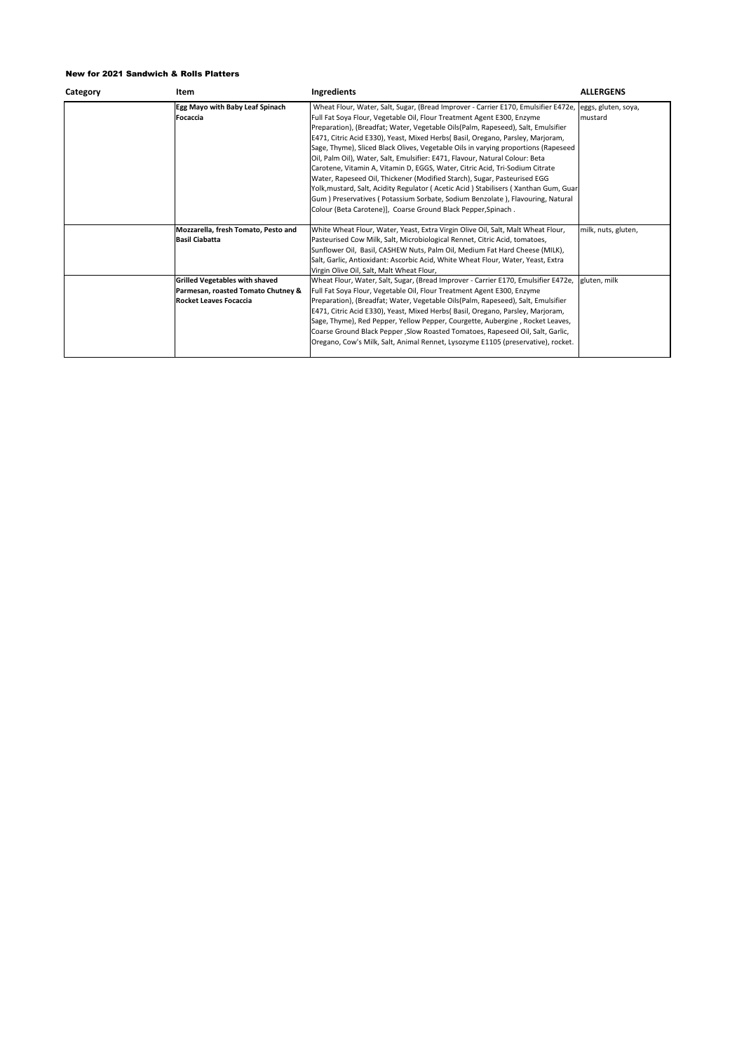### New for 2021 Sandwich & Rolls Platters

| Category | Item | Ingredients | ALLERGENS |
|---|---|---|---|
| | **Egg Mayo with Baby Leaf Spinach Focaccia** | Wheat Flour, Water, Salt, Sugar, (Bread Improver - Carrier E170, Emulsifier E472e, Full Fat Soya Flour, Vegetable Oil, Flour Treatment Agent E300, Enzyme Preparation), (Breadfat; Water, Vegetable Oils(Palm, Rapeseed), Salt, Emulsifier E471, Citric Acid E330), Yeast, Mixed Herbs( Basil, Oregano, Parsley, Marjoram, Sage, Thyme), Sliced Black Olives, Vegetable Oils in varying proportions (Rapeseed Oil, Palm Oil), Water, Salt, Emulsifier: E471, Flavour, Natural Colour: Beta Carotene, Vitamin A, Vitamin D, EGGS, Water, Citric Acid, Tri-Sodium Citrate Water, Rapeseed Oil, Thickener (Modified Starch), Sugar, Pasteurised EGG Yolk,mustard, Salt, Acidity Regulator ( Acetic Acid ) Stabilisers ( Xanthan Gum, Guar Gum ) Preservatives ( Potassium Sorbate, Sodium Benzolate ), Flavouring, Natural Colour (Beta Carotene)], Coarse Ground Black Pepper,Spinach . | eggs, gluten, soya, mustard |
| | **Mozzarella, fresh Tomato, Pesto and Basil Ciabatta** | White Wheat Flour, Water, Yeast, Extra Virgin Olive Oil, Salt, Malt Wheat Flour, Pasteurised Cow Milk, Salt, Microbiological Rennet, Citric Acid, tomatoes, Sunflower Oil, Basil, CASHEW Nuts, Palm Oil, Medium Fat Hard Cheese (MILK), Salt, Garlic, Antioxidant: Ascorbic Acid, White Wheat Flour, Water, Yeast, Extra Virgin Olive Oil, Salt, Malt Wheat Flour, | milk, nuts, gluten, |
| | **Grilled Vegetables with shaved Parmesan, roasted Tomato Chutney & Rocket Leaves Focaccia** | Wheat Flour, Water, Salt, Sugar, (Bread Improver - Carrier E170, Emulsifier E472e, Full Fat Soya Flour, Vegetable Oil, Flour Treatment Agent E300, Enzyme Preparation), (Breadfat; Water, Vegetable Oils(Palm, Rapeseed), Salt, Emulsifier E471, Citric Acid E330), Yeast, Mixed Herbs( Basil, Oregano, Parsley, Marjoram, Sage, Thyme), Red Pepper, Yellow Pepper, Courgette, Aubergine , Rocket Leaves, Coarse Ground Black Pepper ,Slow Roasted Tomatoes, Rapeseed Oil, Salt, Garlic, Oregano, Cow's Milk, Salt, Animal Rennet, Lysozyme E1105 (preservative), rocket. | gluten, milk |